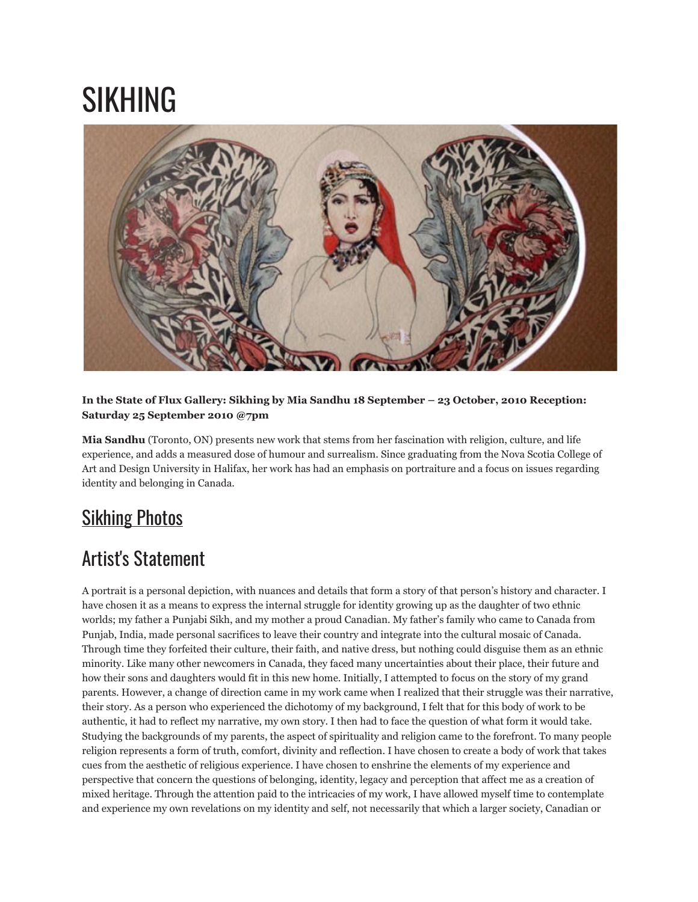# SIKHING

**In the State of Flux Gallery: Sikhing by Mia Sandhu 18 September – 23 October, 2010 Reception: Saturday 25 September 2010 @7pm**

**Mia Sandhu** (Toronto, ON) presents new work that stems from her fascination with religion, culture, and life experience, and adds a measured dose of humour and surrealism. Since graduating from the Nova Scotia College of Art and Design University in Halifax, her work has had an emphasis on portraiture and a focus on issues regarding identity and belonging in Canada.

## Sikhing Photos

## Artist's Statement

A portrait is a personal depiction, with nuances and details that form a story of that person's history and character. I have chosen it as a means to express the internal struggle for identity growing up as the daughter of two ethnic worlds; my father a Punjabi Sikh, and my mother a proud Canadian. My father's family who came to Canada from Punjab, India, made personal sacrifices to leave their country and integrate into the cultural mosaic of Canada. Through time they forfeited their culture, their faith, and native dress, but nothing could disguise them as an ethnic minority. Like many other newcomers in Canada, they faced many uncertainties about their place, their future and how their sons and daughters would fit in this new home. Initially, I attempted to focus on the story of my grand parents. However, a change of direction came in my work came when I realized that their struggle was their narrative, their story. As a person who experienced the dichotomy of my background, I felt that for this body of work to be authentic, it had to reflect my narrative, my own story. I then had to face the question of what form it would take. Studying the backgrounds of my parents, the aspect of spirituality and religion came to the forefront. To many people religion represents a form of truth, comfort, divinity and reflection. I have chosen to create a body of work that takes cues from the aesthetic of religious experience. I have chosen to enshrine the elements of my experience and perspective that concern the questions of belonging, identity, legacy and perception that affect me as a creation of mixed heritage. Through the attention paid to the intricacies of my work, I have allowed myself time to contemplate and experience my own revelations on my identity and self, not necessarily that which a larger society, Canadian or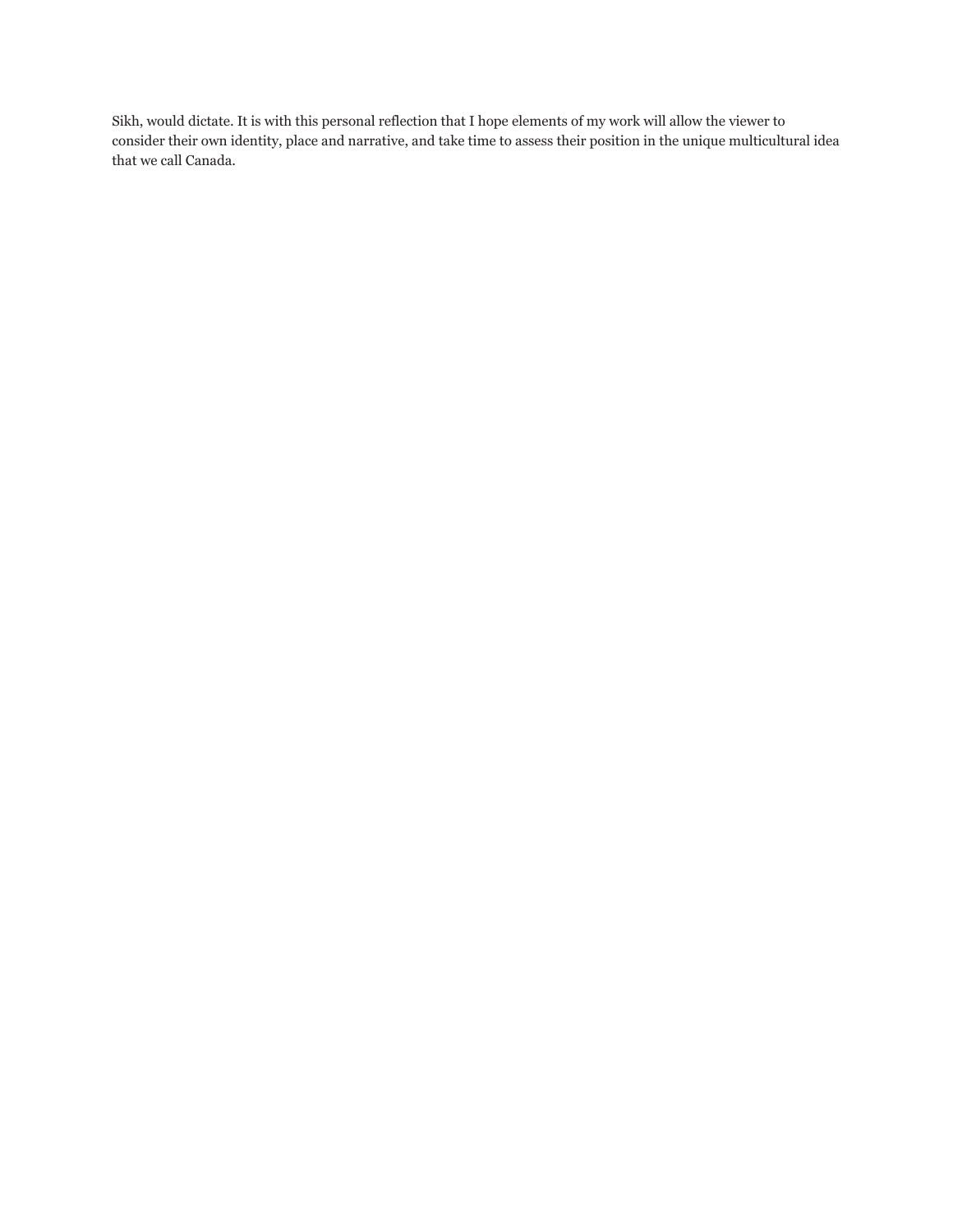Sikh, would dictate. It is with this personal reflection that I hope elements of my work will allow the viewer to consider their own identity, place and narrative, and take time to assess their position in the unique multicultural idea that we call Canada.